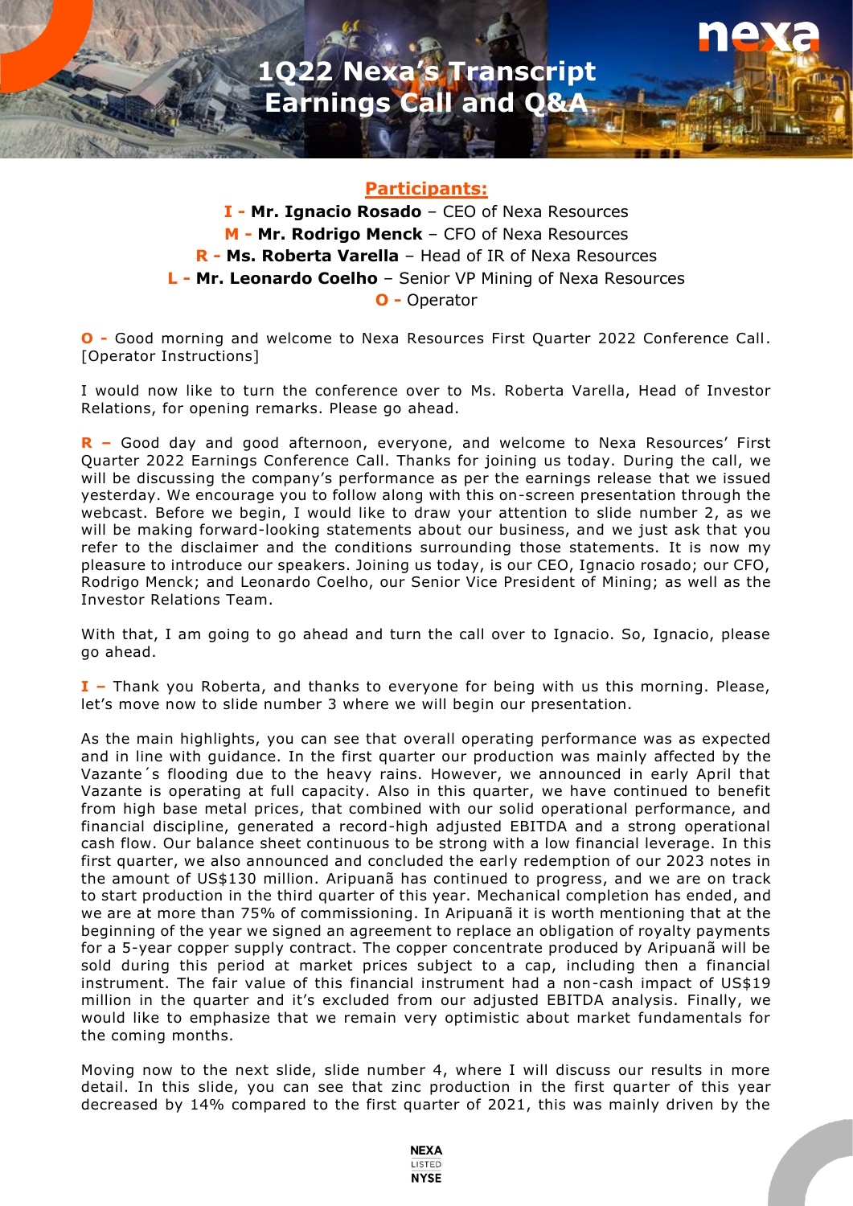# 1Q22 Nexa's Transcript Earnings Call and Q&A

## Participants:

**I - Mr. Ignacio Rosado** – CEO of Nexa Resources
**M - Mr. Rodrigo Menck** – CFO of Nexa Resources
**R - Ms. Roberta Varella** – Head of IR of Nexa Resources
**L - Mr. Leonardo Coelho** – Senior VP Mining of Nexa Resources
**O -** Operator

**O -** Good morning and welcome to Nexa Resources First Quarter 2022 Conference Call. [Operator Instructions]

I would now like to turn the conference over to Ms. Roberta Varella, Head of Investor Relations, for opening remarks. Please go ahead.

**R –** Good day and good afternoon, everyone, and welcome to Nexa Resources' First Quarter 2022 Earnings Conference Call. Thanks for joining us today. During the call, we will be discussing the company's performance as per the earnings release that we issued yesterday. We encourage you to follow along with this on-screen presentation through the webcast. Before we begin, I would like to draw your attention to slide number 2, as we will be making forward-looking statements about our business, and we just ask that you refer to the disclaimer and the conditions surrounding those statements. It is now my pleasure to introduce our speakers. Joining us today, is our CEO, Ignacio rosado; our CFO, Rodrigo Menck; and Leonardo Coelho, our Senior Vice President of Mining; as well as the Investor Relations Team.

With that, I am going to go ahead and turn the call over to Ignacio. So, Ignacio, please go ahead.

**I –** Thank you Roberta, and thanks to everyone for being with us this morning. Please, let's move now to slide number 3 where we will begin our presentation.

As the main highlights, you can see that overall operating performance was as expected and in line with guidance. In the first quarter our production was mainly affected by the Vazante´s flooding due to the heavy rains. However, we announced in early April that Vazante is operating at full capacity. Also in this quarter, we have continued to benefit from high base metal prices, that combined with our solid operational performance, and financial discipline, generated a record-high adjusted EBITDA and a strong operational cash flow. Our balance sheet continuous to be strong with a low financial leverage. In this first quarter, we also announced and concluded the early redemption of our 2023 notes in the amount of US$130 million. Aripuanã has continued to progress, and we are on track to start production in the third quarter of this year. Mechanical completion has ended, and we are at more than 75% of commissioning. In Aripuanã it is worth mentioning that at the beginning of the year we signed an agreement to replace an obligation of royalty payments for a 5-year copper supply contract. The copper concentrate produced by Aripuanã will be sold during this period at market prices subject to a cap, including then a financial instrument. The fair value of this financial instrument had a non-cash impact of US$19 million in the quarter and it's excluded from our adjusted EBITDA analysis. Finally, we would like to emphasize that we remain very optimistic about market fundamentals for the coming months.

Moving now to the next slide, slide number 4, where I will discuss our results in more detail. In this slide, you can see that zinc production in the first quarter of this year decreased by 14% compared to the first quarter of 2021, this was mainly driven by the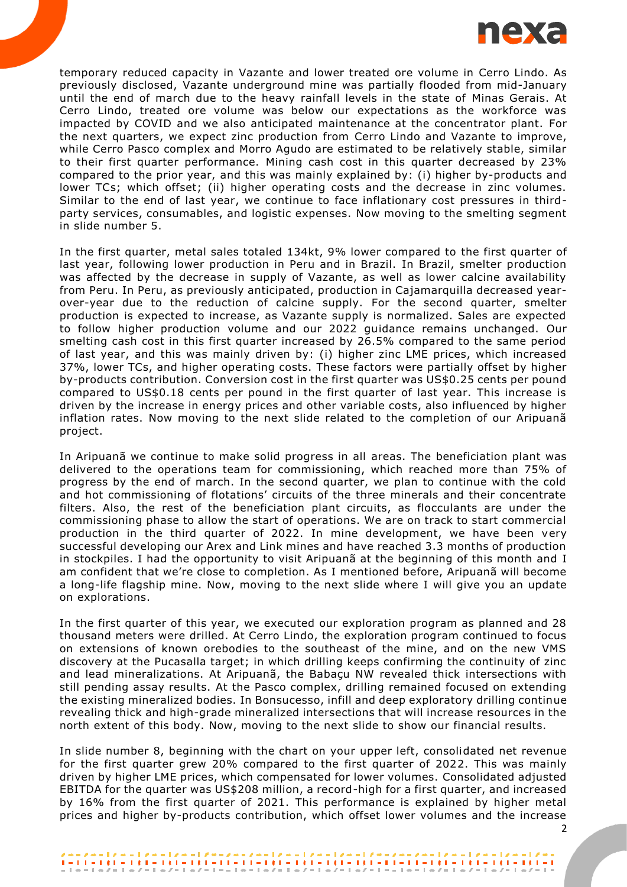temporary reduced capacity in Vazante and lower treated ore volume in Cerro Lindo. As previously disclosed, Vazante underground mine was partially flooded from mid-January until the end of march due to the heavy rainfall levels in the state of Minas Gerais. At Cerro Lindo, treated ore volume was below our expectations as the workforce was impacted by COVID and we also anticipated maintenance at the concentrator plant. For the next quarters, we expect zinc production from Cerro Lindo and Vazante to improve, while Cerro Pasco complex and Morro Agudo are estimated to be relatively stable, similar to their first quarter performance. Mining cash cost in this quarter decreased by 23% compared to the prior year, and this was mainly explained by: (i) higher by-products and lower TCs; which offset; (ii) higher operating costs and the decrease in zinc volumes. Similar to the end of last year, we continue to face inflationary cost pressures in third-party services, consumables, and logistic expenses. Now moving to the smelting segment in slide number 5.

In the first quarter, metal sales totaled 134kt, 9% lower compared to the first quarter of last year, following lower production in Peru and in Brazil. In Brazil, smelter production was affected by the decrease in supply of Vazante, as well as lower calcine availability from Peru. In Peru, as previously anticipated, production in Cajamarquilla decreased year-over-year due to the reduction of calcine supply. For the second quarter, smelter production is expected to increase, as Vazante supply is normalized. Sales are expected to follow higher production volume and our 2022 guidance remains unchanged. Our smelting cash cost in this first quarter increased by 26.5% compared to the same period of last year, and this was mainly driven by: (i) higher zinc LME prices, which increased 37%, lower TCs, and higher operating costs. These factors were partially offset by higher by-products contribution. Conversion cost in the first quarter was US$0.25 cents per pound compared to US$0.18 cents per pound in the first quarter of last year. This increase is driven by the increase in energy prices and other variable costs, also influenced by higher inflation rates. Now moving to the next slide related to the completion of our Aripuanã project.

In Aripuanã we continue to make solid progress in all areas. The beneficiation plant was delivered to the operations team for commissioning, which reached more than 75% of progress by the end of march. In the second quarter, we plan to continue with the cold and hot commissioning of flotations' circuits of the three minerals and their concentrate filters. Also, the rest of the beneficiation plant circuits, as flocculants are under the commissioning phase to allow the start of operations. We are on track to start commercial production in the third quarter of 2022. In mine development, we have been very successful developing our Arex and Link mines and have reached 3.3 months of production in stockpiles. I had the opportunity to visit Aripuanã at the beginning of this month and I am confident that we're close to completion. As I mentioned before, Aripuanã will become a long-life flagship mine. Now, moving to the next slide where I will give you an update on explorations.

In the first quarter of this year, we executed our exploration program as planned and 28 thousand meters were drilled. At Cerro Lindo, the exploration program continued to focus on extensions of known orebodies to the southeast of the mine, and on the new VMS discovery at the Pucasalla target; in which drilling keeps confirming the continuity of zinc and lead mineralizations. At Aripuanã, the Babaçu NW revealed thick intersections with still pending assay results. At the Pasco complex, drilling remained focused on extending the existing mineralized bodies. In Bonsucesso, infill and deep exploratory drilling continue revealing thick and high-grade mineralized intersections that will increase resources in the north extent of this body. Now, moving to the next slide to show our financial results.

In slide number 8, beginning with the chart on your upper left, consolidated net revenue for the first quarter grew 20% compared to the first quarter of 2022. This was mainly driven by higher LME prices, which compensated for lower volumes. Consolidated adjusted EBITDA for the quarter was US$208 million, a record-high for a first quarter, and increased by 16% from the first quarter of 2021. This performance is explained by higher metal prices and higher by-products contribution, which offset lower volumes and the increase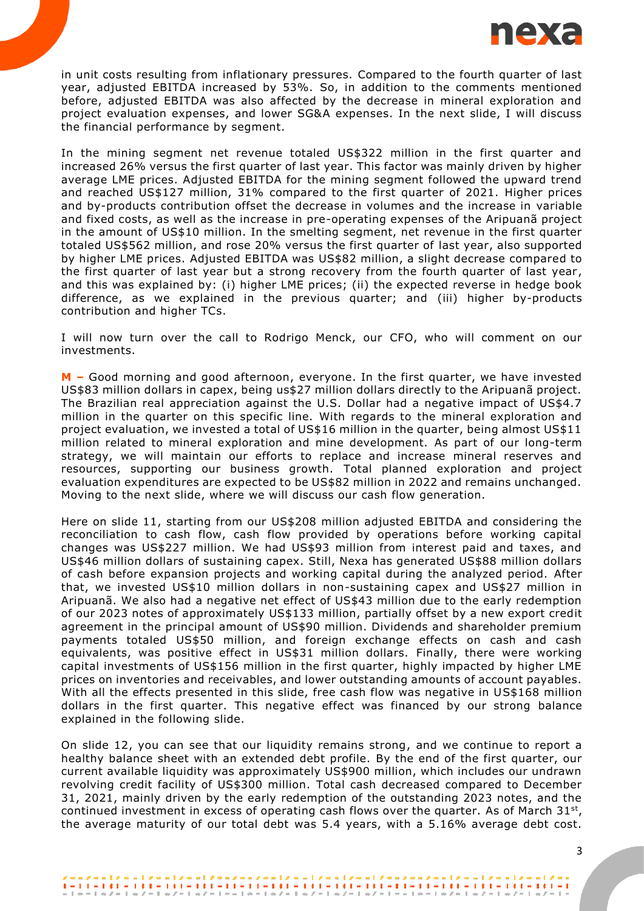in unit costs resulting from inflationary pressures. Compared to the fourth quarter of last year, adjusted EBITDA increased by 53%. So, in addition to the comments mentioned before, adjusted EBITDA was also affected by the decrease in mineral exploration and project evaluation expenses, and lower SG&A expenses. In the next slide, I will discuss the financial performance by segment.

In the mining segment net revenue totaled US$322 million in the first quarter and increased 26% versus the first quarter of last year. This factor was mainly driven by higher average LME prices. Adjusted EBITDA for the mining segment followed the upward trend and reached US$127 million, 31% compared to the first quarter of 2021. Higher prices and by-products contribution offset the decrease in volumes and the increase in variable and fixed costs, as well as the increase in pre-operating expenses of the Aripuanã project in the amount of US$10 million. In the smelting segment, net revenue in the first quarter totaled US$562 million, and rose 20% versus the first quarter of last year, also supported by higher LME prices. Adjusted EBITDA was US$82 million, a slight decrease compared to the first quarter of last year but a strong recovery from the fourth quarter of last year, and this was explained by: (i) higher LME prices; (ii) the expected reverse in hedge book difference, as we explained in the previous quarter; and (iii) higher by-products contribution and higher TCs.

I will now turn over the call to Rodrigo Menck, our CFO, who will comment on our investments.

**M –** Good morning and good afternoon, everyone. In the first quarter, we have invested US$83 million dollars in capex, being us$27 million dollars directly to the Aripuanã project. The Brazilian real appreciation against the U.S. Dollar had a negative impact of US$4.7 million in the quarter on this specific line. With regards to the mineral exploration and project evaluation, we invested a total of US$16 million in the quarter, being almost US$11 million related to mineral exploration and mine development. As part of our long-term strategy, we will maintain our efforts to replace and increase mineral reserves and resources, supporting our business growth. Total planned exploration and project evaluation expenditures are expected to be US$82 million in 2022 and remains unchanged. Moving to the next slide, where we will discuss our cash flow generation.

Here on slide 11, starting from our US$208 million adjusted EBITDA and considering the reconciliation to cash flow, cash flow provided by operations before working capital changes was US$227 million. We had US$93 million from interest paid and taxes, and US$46 million dollars of sustaining capex. Still, Nexa has generated US$88 million dollars of cash before expansion projects and working capital during the analyzed period. After that, we invested US$10 million dollars in non-sustaining capex and US$27 million in Aripuanã. We also had a negative net effect of US$43 million due to the early redemption of our 2023 notes of approximately US$133 million, partially offset by a new export credit agreement in the principal amount of US$90 million. Dividends and shareholder premium payments totaled US$50 million, and foreign exchange effects on cash and cash equivalents, was positive effect in US$31 million dollars. Finally, there were working capital investments of US$156 million in the first quarter, highly impacted by higher LME prices on inventories and receivables, and lower outstanding amounts of account payables. With all the effects presented in this slide, free cash flow was negative in US$168 million dollars in the first quarter. This negative effect was financed by our strong balance explained in the following slide.

On slide 12, you can see that our liquidity remains strong, and we continue to report a healthy balance sheet with an extended debt profile. By the end of the first quarter, our current available liquidity was approximately US$900 million, which includes our undrawn revolving credit facility of US$300 million. Total cash decreased compared to December 31, 2021, mainly driven by the early redemption of the outstanding 2023 notes, and the continued investment in excess of operating cash flows over the quarter. As of March 31st, the average maturity of our total debt was 5.4 years, with a 5.16% average debt cost.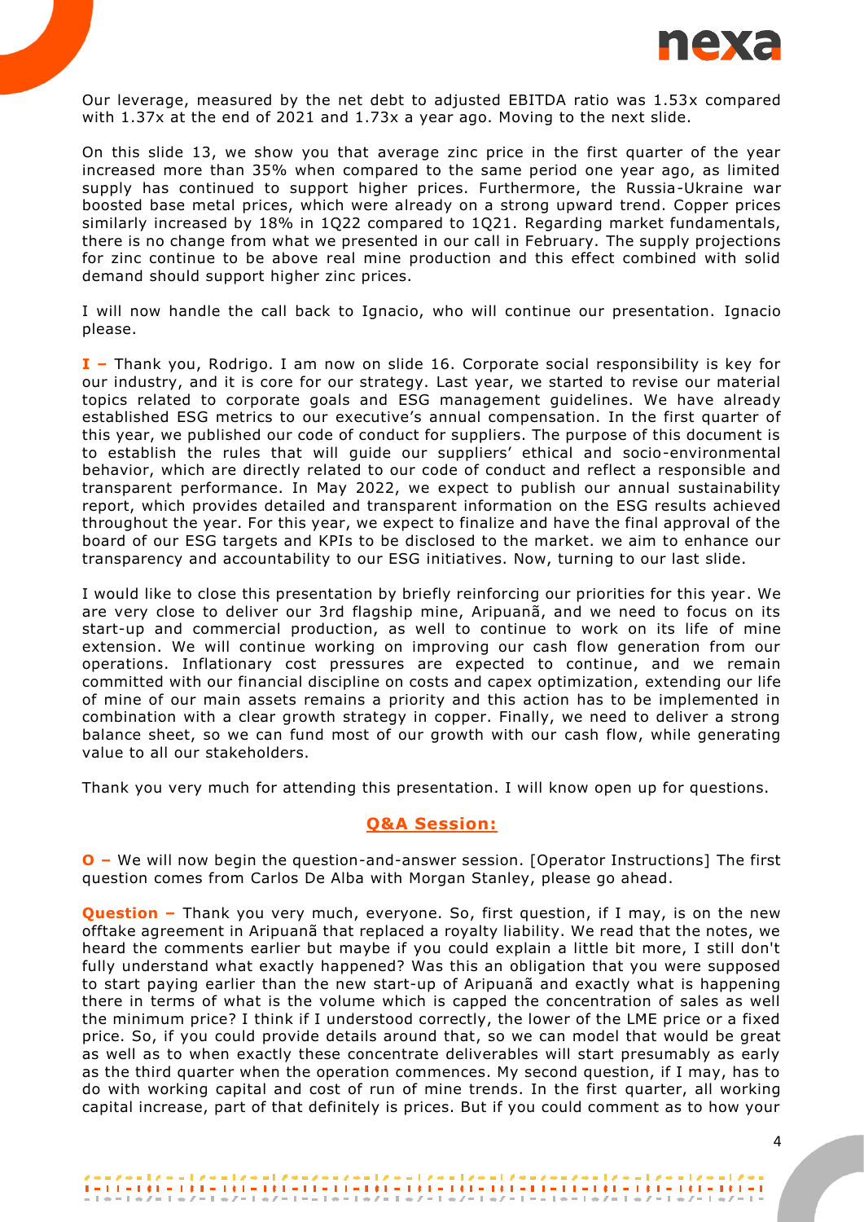Our leverage, measured by the net debt to adjusted EBITDA ratio was 1.53x compared with 1.37x at the end of 2021 and 1.73x a year ago. Moving to the next slide.

On this slide 13, we show you that average zinc price in the first quarter of the year increased more than 35% when compared to the same period one year ago, as limited supply has continued to support higher prices. Furthermore, the Russia-Ukraine war boosted base metal prices, which were already on a strong upward trend. Copper prices similarly increased by 18% in 1Q22 compared to 1Q21. Regarding market fundamentals, there is no change from what we presented in our call in February. The supply projections for zinc continue to be above real mine production and this effect combined with solid demand should support higher zinc prices.

I will now handle the call back to Ignacio, who will continue our presentation. Ignacio please.

**I –** Thank you, Rodrigo. I am now on slide 16. Corporate social responsibility is key for our industry, and it is core for our strategy. Last year, we started to revise our material topics related to corporate goals and ESG management guidelines. We have already established ESG metrics to our executive's annual compensation. In the first quarter of this year, we published our code of conduct for suppliers. The purpose of this document is to establish the rules that will guide our suppliers' ethical and socio-environmental behavior, which are directly related to our code of conduct and reflect a responsible and transparent performance. In May 2022, we expect to publish our annual sustainability report, which provides detailed and transparent information on the ESG results achieved throughout the year. For this year, we expect to finalize and have the final approval of the board of our ESG targets and KPIs to be disclosed to the market. we aim to enhance our transparency and accountability to our ESG initiatives. Now, turning to our last slide.

I would like to close this presentation by briefly reinforcing our priorities for this year. We are very close to deliver our 3rd flagship mine, Aripuanã, and we need to focus on its start-up and commercial production, as well to continue to work on its life of mine extension. We will continue working on improving our cash flow generation from our operations. Inflationary cost pressures are expected to continue, and we remain committed with our financial discipline on costs and capex optimization, extending our life of mine of our main assets remains a priority and this action has to be implemented in combination with a clear growth strategy in copper. Finally, we need to deliver a strong balance sheet, so we can fund most of our growth with our cash flow, while generating value to all our stakeholders.

Thank you very much for attending this presentation. I will know open up for questions.

## Q&A Session:

**O –** We will now begin the question-and-answer session. [Operator Instructions] The first question comes from Carlos De Alba with Morgan Stanley, please go ahead.

**Question –** Thank you very much, everyone. So, first question, if I may, is on the new offtake agreement in Aripuanã that replaced a royalty liability. We read that the notes, we heard the comments earlier but maybe if you could explain a little bit more, I still don't fully understand what exactly happened? Was this an obligation that you were supposed to start paying earlier than the new start-up of Aripuanã and exactly what is happening there in terms of what is the volume which is capped the concentration of sales as well the minimum price? I think if I understood correctly, the lower of the LME price or a fixed price. So, if you could provide details around that, so we can model that would be great as well as to when exactly these concentrate deliverables will start presumably as early as the third quarter when the operation commences. My second question, if I may, has to do with working capital and cost of run of mine trends. In the first quarter, all working capital increase, part of that definitely is prices. But if you could comment as to how your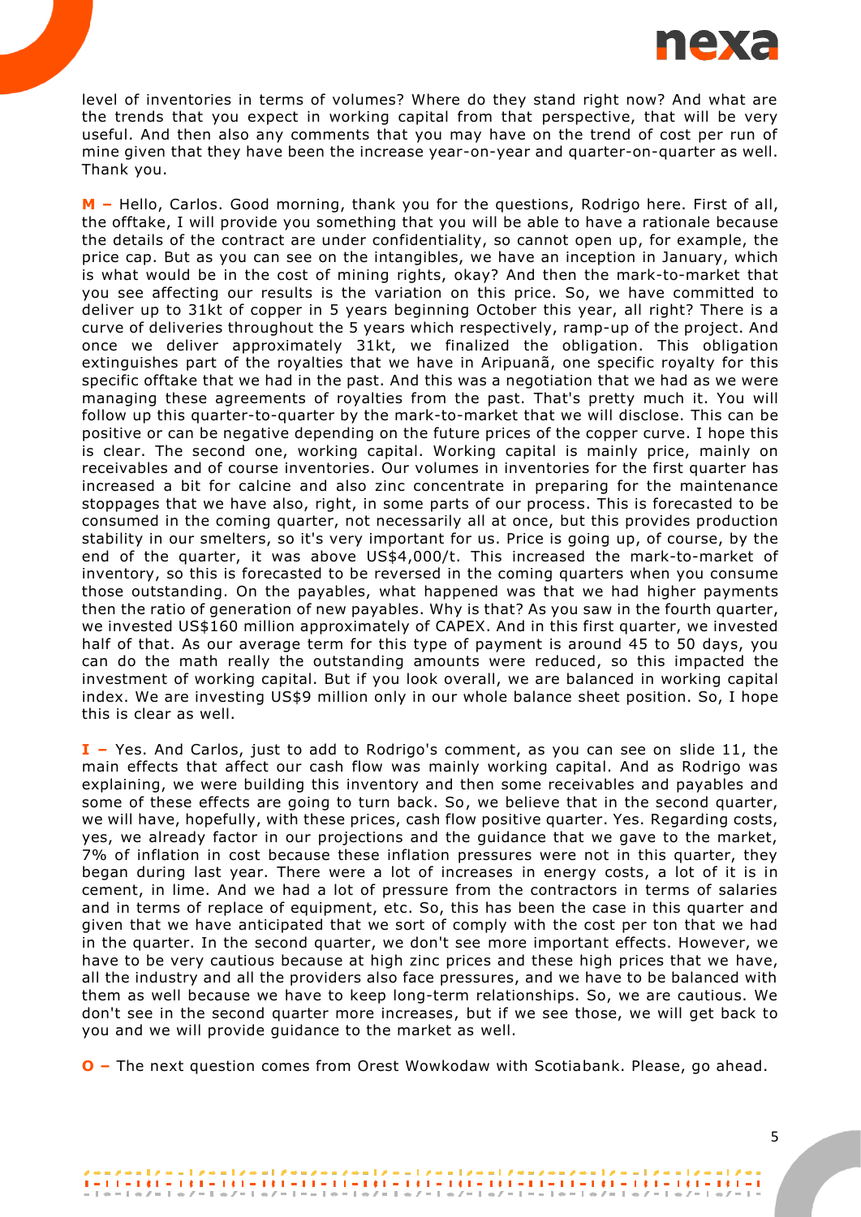level of inventories in terms of volumes? Where do they stand right now? And what are the trends that you expect in working capital from that perspective, that will be very useful. And then also any comments that you may have on the trend of cost per run of mine given that they have been the increase year-on-year and quarter-on-quarter as well. Thank you.

**M –** Hello, Carlos. Good morning, thank you for the questions, Rodrigo here. First of all, the offtake, I will provide you something that you will be able to have a rationale because the details of the contract are under confidentiality, so cannot open up, for example, the price cap. But as you can see on the intangibles, we have an inception in January, which is what would be in the cost of mining rights, okay? And then the mark-to-market that you see affecting our results is the variation on this price. So, we have committed to deliver up to 31kt of copper in 5 years beginning October this year, all right? There is a curve of deliveries throughout the 5 years which respectively, ramp-up of the project. And once we deliver approximately 31kt, we finalized the obligation. This obligation extinguishes part of the royalties that we have in Aripuanã, one specific royalty for this specific offtake that we had in the past. And this was a negotiation that we had as we were managing these agreements of royalties from the past. That's pretty much it. You will follow up this quarter-to-quarter by the mark-to-market that we will disclose. This can be positive or can be negative depending on the future prices of the copper curve. I hope this is clear. The second one, working capital. Working capital is mainly price, mainly on receivables and of course inventories. Our volumes in inventories for the first quarter has increased a bit for calcine and also zinc concentrate in preparing for the maintenance stoppages that we have also, right, in some parts of our process. This is forecasted to be consumed in the coming quarter, not necessarily all at once, but this provides production stability in our smelters, so it's very important for us. Price is going up, of course, by the end of the quarter, it was above US$4,000/t. This increased the mark-to-market of inventory, so this is forecasted to be reversed in the coming quarters when you consume those outstanding. On the payables, what happened was that we had higher payments then the ratio of generation of new payables. Why is that? As you saw in the fourth quarter, we invested US$160 million approximately of CAPEX. And in this first quarter, we invested half of that. As our average term for this type of payment is around 45 to 50 days, you can do the math really the outstanding amounts were reduced, so this impacted the investment of working capital. But if you look overall, we are balanced in working capital index. We are investing US$9 million only in our whole balance sheet position. So, I hope this is clear as well.

**I –** Yes. And Carlos, just to add to Rodrigo's comment, as you can see on slide 11, the main effects that affect our cash flow was mainly working capital. And as Rodrigo was explaining, we were building this inventory and then some receivables and payables and some of these effects are going to turn back. So, we believe that in the second quarter, we will have, hopefully, with these prices, cash flow positive quarter. Yes. Regarding costs, yes, we already factor in our projections and the guidance that we gave to the market, 7% of inflation in cost because these inflation pressures were not in this quarter, they began during last year. There were a lot of increases in energy costs, a lot of it is in cement, in lime. And we had a lot of pressure from the contractors in terms of salaries and in terms of replace of equipment, etc. So, this has been the case in this quarter and given that we have anticipated that we sort of comply with the cost per ton that we had in the quarter. In the second quarter, we don't see more important effects. However, we have to be very cautious because at high zinc prices and these high prices that we have, all the industry and all the providers also face pressures, and we have to be balanced with them as well because we have to keep long-term relationships. So, we are cautious. We don't see in the second quarter more increases, but if we see those, we will get back to you and we will provide guidance to the market as well.

**O –** The next question comes from Orest Wowkodaw with Scotiabank. Please, go ahead.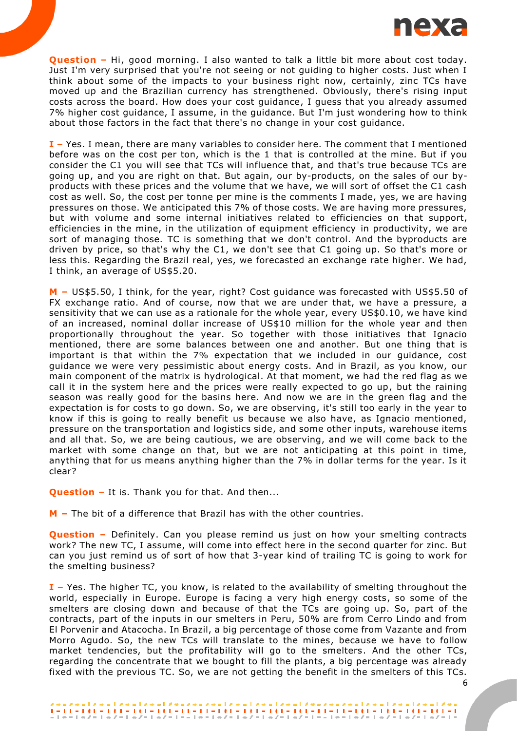**Question –** Hi, good morning. I also wanted to talk a little bit more about cost today. Just I'm very surprised that you're not seeing or not guiding to higher costs. Just when I think about some of the impacts to your business right now, certainly, zinc TCs have moved up and the Brazilian currency has strengthened. Obviously, there's rising input costs across the board. How does your cost guidance, I guess that you already assumed 7% higher cost guidance, I assume, in the guidance. But I'm just wondering how to think about those factors in the fact that there's no change in your cost guidance.

**I –** Yes. I mean, there are many variables to consider here. The comment that I mentioned before was on the cost per ton, which is the 1 that is controlled at the mine. But if you consider the C1 you will see that TCs will influence that, and that's true because TCs are going up, and you are right on that. But again, our by-products, on the sales of our by-products with these prices and the volume that we have, we will sort of offset the C1 cash cost as well. So, the cost per tonne per mine is the comments I made, yes, we are having pressures on those. We anticipated this 7% of those costs. We are having more pressures, but with volume and some internal initiatives related to efficiencies on that support, efficiencies in the mine, in the utilization of equipment efficiency in productivity, we are sort of managing those. TC is something that we don't control. And the byproducts are driven by price, so that's why the C1, we don't see that C1 going up. So that's more or less this. Regarding the Brazil real, yes, we forecasted an exchange rate higher. We had, I think, an average of US$5.20.

**M –** US$5.50, I think, for the year, right? Cost guidance was forecasted with US$5.50 of FX exchange ratio. And of course, now that we are under that, we have a pressure, a sensitivity that we can use as a rationale for the whole year, every US$0.10, we have kind of an increased, nominal dollar increase of US$10 million for the whole year and then proportionally throughout the year. So together with those initiatives that Ignacio mentioned, there are some balances between one and another. But one thing that is important is that within the 7% expectation that we included in our guidance, cost guidance we were very pessimistic about energy costs. And in Brazil, as you know, our main component of the matrix is hydrological. At that moment, we had the red flag as we call it in the system here and the prices were really expected to go up, but the raining season was really good for the basins here. And now we are in the green flag and the expectation is for costs to go down. So, we are observing, it's still too early in the year to know if this is going to really benefit us because we also have, as Ignacio mentioned, pressure on the transportation and logistics side, and some other inputs, warehouse items and all that. So, we are being cautious, we are observing, and we will come back to the market with some change on that, but we are not anticipating at this point in time, anything that for us means anything higher than the 7% in dollar terms for the year. Is it clear?

**Question –** It is. Thank you for that. And then...

**M –** The bit of a difference that Brazil has with the other countries.

**Question –** Definitely. Can you please remind us just on how your smelting contracts work? The new TC, I assume, will come into effect here in the second quarter for zinc. But can you just remind us of sort of how that 3-year kind of trailing TC is going to work for the smelting business?

**I –** Yes. The higher TC, you know, is related to the availability of smelting throughout the world, especially in Europe. Europe is facing a very high energy costs, so some of the smelters are closing down and because of that the TCs are going up. So, part of the contracts, part of the inputs in our smelters in Peru, 50% are from Cerro Lindo and from El Porvenir and Atacocha. In Brazil, a big percentage of those come from Vazante and from Morro Agudo. So, the new TCs will translate to the mines, because we have to follow market tendencies, but the profitability will go to the smelters. And the other TCs, regarding the concentrate that we bought to fill the plants, a big percentage was already fixed with the previous TC. So, we are not getting the benefit in the smelters of this TCs.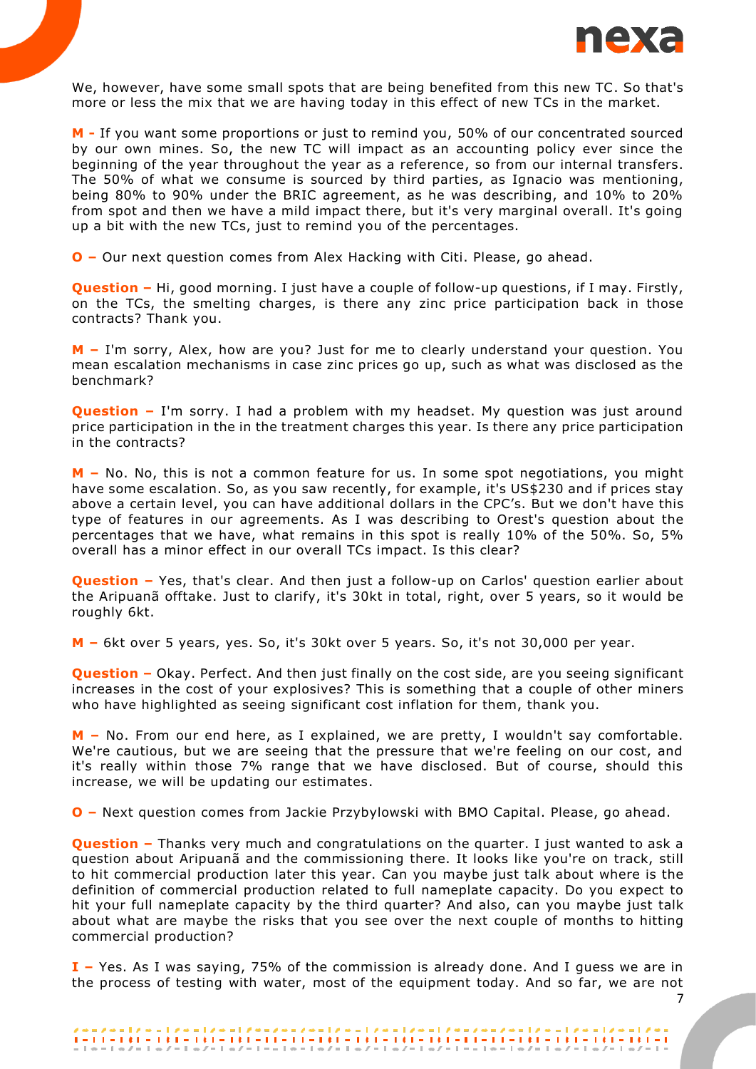We, however, have some small spots that are being benefited from this new TC. So that's more or less the mix that we are having today in this effect of new TCs in the market.

**M -** If you want some proportions or just to remind you, 50% of our concentrated sourced by our own mines. So, the new TC will impact as an accounting policy ever since the beginning of the year throughout the year as a reference, so from our internal transfers. The 50% of what we consume is sourced by third parties, as Ignacio was mentioning, being 80% to 90% under the BRIC agreement, as he was describing, and 10% to 20% from spot and then we have a mild impact there, but it's very marginal overall. It's going up a bit with the new TCs, just to remind you of the percentages.

**O –** Our next question comes from Alex Hacking with Citi. Please, go ahead.

**Question –** Hi, good morning. I just have a couple of follow-up questions, if I may. Firstly, on the TCs, the smelting charges, is there any zinc price participation back in those contracts? Thank you.

**M –** I'm sorry, Alex, how are you? Just for me to clearly understand your question. You mean escalation mechanisms in case zinc prices go up, such as what was disclosed as the benchmark?

**Question –** I'm sorry. I had a problem with my headset. My question was just around price participation in the in the treatment charges this year. Is there any price participation in the contracts?

**M –** No. No, this is not a common feature for us. In some spot negotiations, you might have some escalation. So, as you saw recently, for example, it's US$230 and if prices stay above a certain level, you can have additional dollars in the CPC's. But we don't have this type of features in our agreements. As I was describing to Orest's question about the percentages that we have, what remains in this spot is really 10% of the 50%. So, 5% overall has a minor effect in our overall TCs impact. Is this clear?

**Question –** Yes, that's clear. And then just a follow-up on Carlos' question earlier about the Aripuanã offtake. Just to clarify, it's 30kt in total, right, over 5 years, so it would be roughly 6kt.

**M –** 6kt over 5 years, yes. So, it's 30kt over 5 years. So, it's not 30,000 per year.

**Question –** Okay. Perfect. And then just finally on the cost side, are you seeing significant increases in the cost of your explosives? This is something that a couple of other miners who have highlighted as seeing significant cost inflation for them, thank you.

**M –** No. From our end here, as I explained, we are pretty, I wouldn't say comfortable. We're cautious, but we are seeing that the pressure that we're feeling on our cost, and it's really within those 7% range that we have disclosed. But of course, should this increase, we will be updating our estimates.

**O –** Next question comes from Jackie Przybylowski with BMO Capital. Please, go ahead.

**Question –** Thanks very much and congratulations on the quarter. I just wanted to ask a question about Aripuanã and the commissioning there. It looks like you're on track, still to hit commercial production later this year. Can you maybe just talk about where is the definition of commercial production related to full nameplate capacity. Do you expect to hit your full nameplate capacity by the third quarter? And also, can you maybe just talk about what are maybe the risks that you see over the next couple of months to hitting commercial production?

**I –** Yes. As I was saying, 75% of the commission is already done. And I guess we are in the process of testing with water, most of the equipment today. And so far, we are not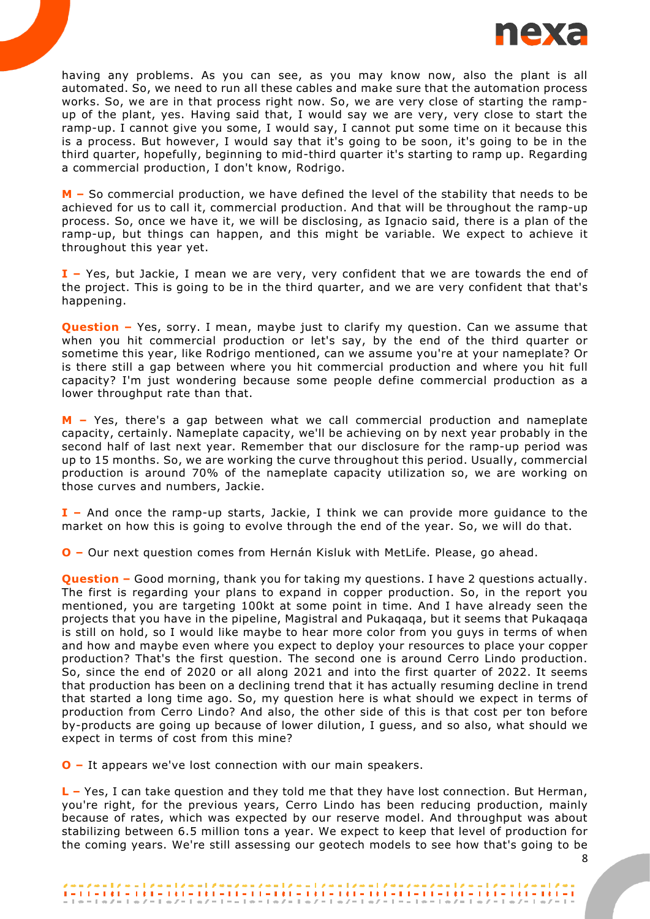having any problems. As you can see, as you may know now, also the plant is all automated. So, we need to run all these cables and make sure that the automation process works. So, we are in that process right now. So, we are very close of starting the ramp-up of the plant, yes. Having said that, I would say we are very, very close to start the ramp-up. I cannot give you some, I would say, I cannot put some time on it because this is a process. But however, I would say that it's going to be soon, it's going to be in the third quarter, hopefully, beginning to mid-third quarter it's starting to ramp up. Regarding a commercial production, I don't know, Rodrigo.

**M –** So commercial production, we have defined the level of the stability that needs to be achieved for us to call it, commercial production. And that will be throughout the ramp-up process. So, once we have it, we will be disclosing, as Ignacio said, there is a plan of the ramp-up, but things can happen, and this might be variable. We expect to achieve it throughout this year yet.

**I –** Yes, but Jackie, I mean we are very, very confident that we are towards the end of the project. This is going to be in the third quarter, and we are very confident that that's happening.

**Question –** Yes, sorry. I mean, maybe just to clarify my question. Can we assume that when you hit commercial production or let's say, by the end of the third quarter or sometime this year, like Rodrigo mentioned, can we assume you're at your nameplate? Or is there still a gap between where you hit commercial production and where you hit full capacity? I'm just wondering because some people define commercial production as a lower throughput rate than that.

**M –** Yes, there's a gap between what we call commercial production and nameplate capacity, certainly. Nameplate capacity, we'll be achieving on by next year probably in the second half of last next year. Remember that our disclosure for the ramp-up period was up to 15 months. So, we are working the curve throughout this period. Usually, commercial production is around 70% of the nameplate capacity utilization so, we are working on those curves and numbers, Jackie.

**I –** And once the ramp-up starts, Jackie, I think we can provide more guidance to the market on how this is going to evolve through the end of the year. So, we will do that.

**O –** Our next question comes from Hernán Kisluk with MetLife. Please, go ahead.

**Question –** Good morning, thank you for taking my questions. I have 2 questions actually. The first is regarding your plans to expand in copper production. So, in the report you mentioned, you are targeting 100kt at some point in time. And I have already seen the projects that you have in the pipeline, Magistral and Pukaqaqa, but it seems that Pukaqaqa is still on hold, so I would like maybe to hear more color from you guys in terms of when and how and maybe even where you expect to deploy your resources to place your copper production? That's the first question. The second one is around Cerro Lindo production. So, since the end of 2020 or all along 2021 and into the first quarter of 2022. It seems that production has been on a declining trend that it has actually resuming decline in trend that started a long time ago. So, my question here is what should we expect in terms of production from Cerro Lindo? And also, the other side of this is that cost per ton before by-products are going up because of lower dilution, I guess, and so also, what should we expect in terms of cost from this mine?

**O –** It appears we've lost connection with our main speakers.

**L –** Yes, I can take question and they told me that they have lost connection. But Herman, you're right, for the previous years, Cerro Lindo has been reducing production, mainly because of rates, which was expected by our reserve model. And throughput was about stabilizing between 6.5 million tons a year. We expect to keep that level of production for the coming years. We're still assessing our geotech models to see how that's going to be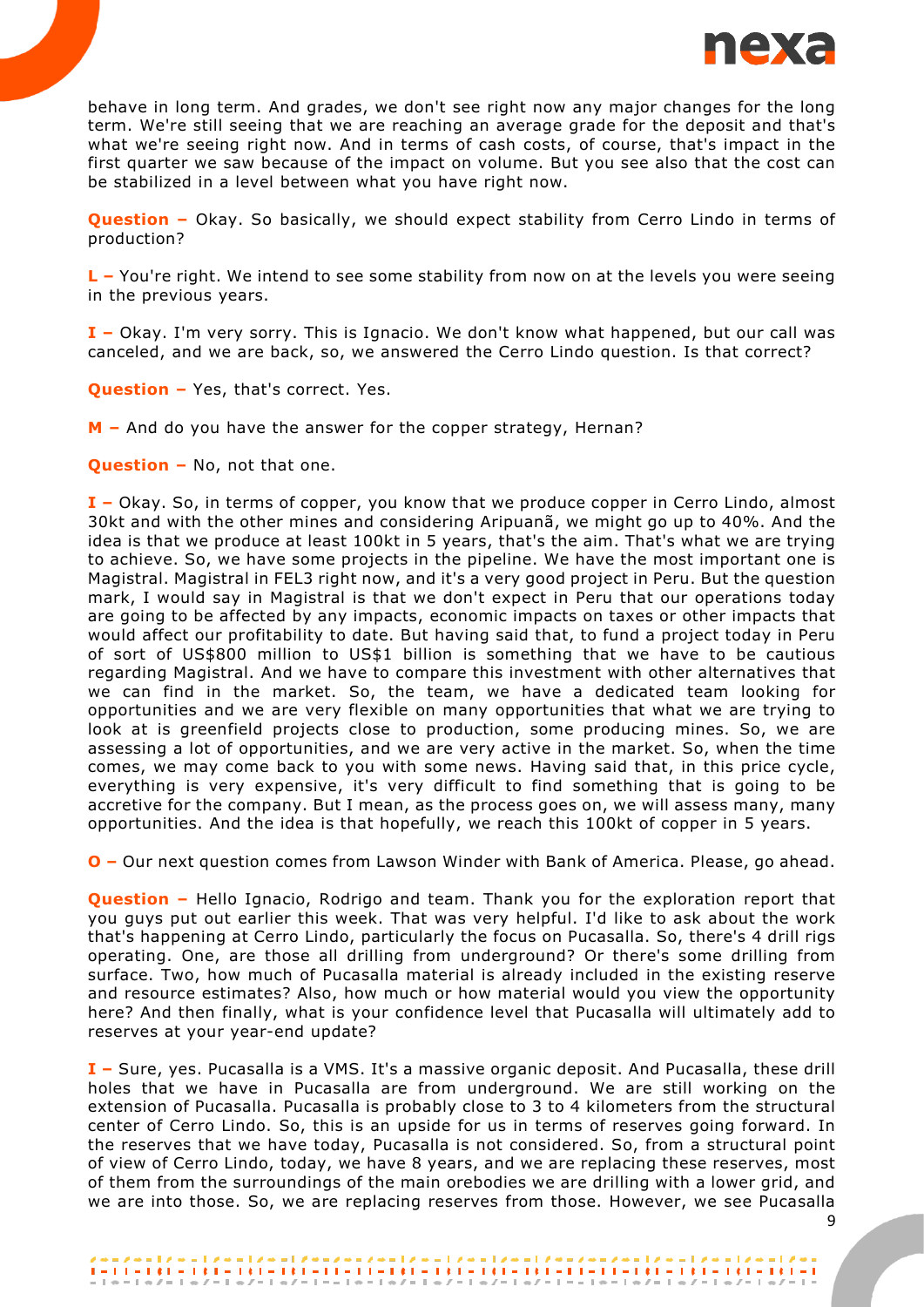behave in long term. And grades, we don't see right now any major changes for the long term. We're still seeing that we are reaching an average grade for the deposit and that's what we're seeing right now. And in terms of cash costs, of course, that's impact in the first quarter we saw because of the impact on volume. But you see also that the cost can be stabilized in a level between what you have right now.

**Question –** Okay. So basically, we should expect stability from Cerro Lindo in terms of production?

**L –** You're right. We intend to see some stability from now on at the levels you were seeing in the previous years.

**I –** Okay. I'm very sorry. This is Ignacio. We don't know what happened, but our call was canceled, and we are back, so, we answered the Cerro Lindo question. Is that correct?

**Question –** Yes, that's correct. Yes.

**M –** And do you have the answer for the copper strategy, Hernan?

**Question –** No, not that one.

**I –** Okay. So, in terms of copper, you know that we produce copper in Cerro Lindo, almost 30kt and with the other mines and considering Aripuanã, we might go up to 40%. And the idea is that we produce at least 100kt in 5 years, that's the aim. That's what we are trying to achieve. So, we have some projects in the pipeline. We have the most important one is Magistral. Magistral in FEL3 right now, and it's a very good project in Peru. But the question mark, I would say in Magistral is that we don't expect in Peru that our operations today are going to be affected by any impacts, economic impacts on taxes or other impacts that would affect our profitability to date. But having said that, to fund a project today in Peru of sort of US$800 million to US$1 billion is something that we have to be cautious regarding Magistral. And we have to compare this investment with other alternatives that we can find in the market. So, the team, we have a dedicated team looking for opportunities and we are very flexible on many opportunities that what we are trying to look at is greenfield projects close to production, some producing mines. So, we are assessing a lot of opportunities, and we are very active in the market. So, when the time comes, we may come back to you with some news. Having said that, in this price cycle, everything is very expensive, it's very difficult to find something that is going to be accretive for the company. But I mean, as the process goes on, we will assess many, many opportunities. And the idea is that hopefully, we reach this 100kt of copper in 5 years.

**O –** Our next question comes from Lawson Winder with Bank of America. Please, go ahead.

**Question –** Hello Ignacio, Rodrigo and team. Thank you for the exploration report that you guys put out earlier this week. That was very helpful. I'd like to ask about the work that's happening at Cerro Lindo, particularly the focus on Pucasalla. So, there's 4 drill rigs operating. One, are those all drilling from underground? Or there's some drilling from surface. Two, how much of Pucasalla material is already included in the existing reserve and resource estimates? Also, how much or how material would you view the opportunity here? And then finally, what is your confidence level that Pucasalla will ultimately add to reserves at your year-end update?

**I –** Sure, yes. Pucasalla is a VMS. It's a massive organic deposit. And Pucasalla, these drill holes that we have in Pucasalla are from underground. We are still working on the extension of Pucasalla. Pucasalla is probably close to 3 to 4 kilometers from the structural center of Cerro Lindo. So, this is an upside for us in terms of reserves going forward. In the reserves that we have today, Pucasalla is not considered. So, from a structural point of view of Cerro Lindo, today, we have 8 years, and we are replacing these reserves, most of them from the surroundings of the main orebodies we are drilling with a lower grid, and we are into those. So, we are replacing reserves from those. However, we see Pucasalla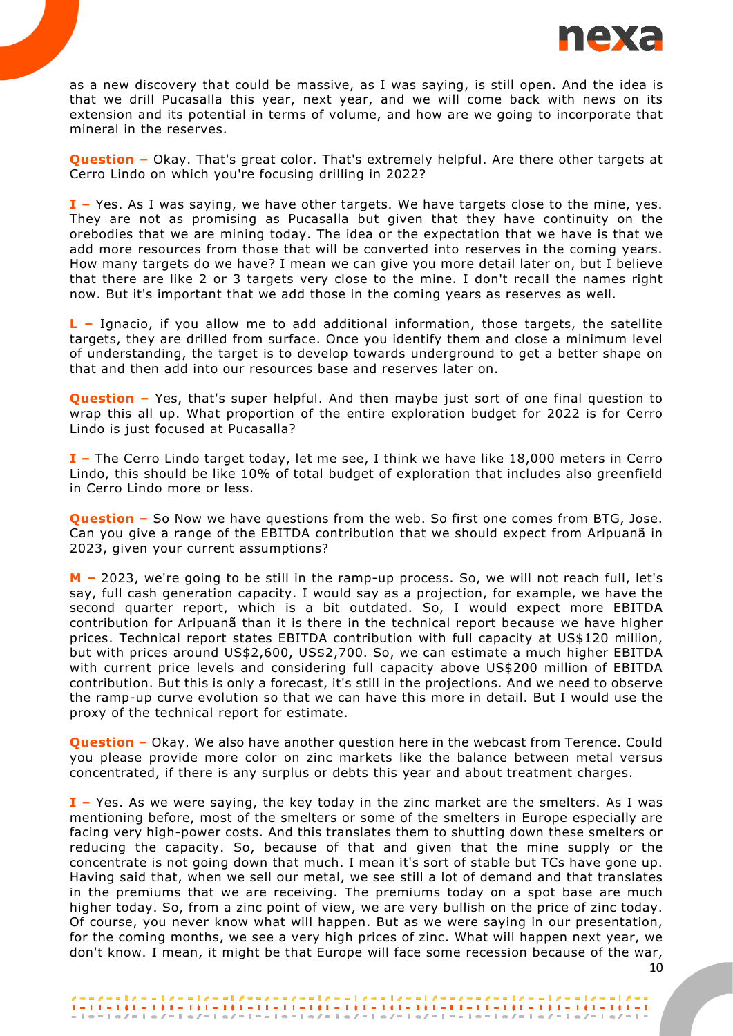as a new discovery that could be massive, as I was saying, is still open. And the idea is that we drill Pucasalla this year, next year, and we will come back with news on its extension and its potential in terms of volume, and how are we going to incorporate that mineral in the reserves.

**Question –** Okay. That's great color. That's extremely helpful. Are there other targets at Cerro Lindo on which you're focusing drilling in 2022?

**I –** Yes. As I was saying, we have other targets. We have targets close to the mine, yes. They are not as promising as Pucasalla but given that they have continuity on the orebodies that we are mining today. The idea or the expectation that we have is that we add more resources from those that will be converted into reserves in the coming years. How many targets do we have? I mean we can give you more detail later on, but I believe that there are like 2 or 3 targets very close to the mine. I don't recall the names right now. But it's important that we add those in the coming years as reserves as well.

**L –** Ignacio, if you allow me to add additional information, those targets, the satellite targets, they are drilled from surface. Once you identify them and close a minimum level of understanding, the target is to develop towards underground to get a better shape on that and then add into our resources base and reserves later on.

**Question –** Yes, that's super helpful. And then maybe just sort of one final question to wrap this all up. What proportion of the entire exploration budget for 2022 is for Cerro Lindo is just focused at Pucasalla?

**I –** The Cerro Lindo target today, let me see, I think we have like 18,000 meters in Cerro Lindo, this should be like 10% of total budget of exploration that includes also greenfield in Cerro Lindo more or less.

**Question –** So Now we have questions from the web. So first one comes from BTG, Jose. Can you give a range of the EBITDA contribution that we should expect from Aripuanã in 2023, given your current assumptions?

**M –** 2023, we're going to be still in the ramp-up process. So, we will not reach full, let's say, full cash generation capacity. I would say as a projection, for example, we have the second quarter report, which is a bit outdated. So, I would expect more EBITDA contribution for Aripuanã than it is there in the technical report because we have higher prices. Technical report states EBITDA contribution with full capacity at US$120 million, but with prices around US$2,600, US$2,700. So, we can estimate a much higher EBITDA with current price levels and considering full capacity above US$200 million of EBITDA contribution. But this is only a forecast, it's still in the projections. And we need to observe the ramp-up curve evolution so that we can have this more in detail. But I would use the proxy of the technical report for estimate.

**Question –** Okay. We also have another question here in the webcast from Terence. Could you please provide more color on zinc markets like the balance between metal versus concentrated, if there is any surplus or debts this year and about treatment charges.

**I –** Yes. As we were saying, the key today in the zinc market are the smelters. As I was mentioning before, most of the smelters or some of the smelters in Europe especially are facing very high-power costs. And this translates them to shutting down these smelters or reducing the capacity. So, because of that and given that the mine supply or the concentrate is not going down that much. I mean it's sort of stable but TCs have gone up. Having said that, when we sell our metal, we see still a lot of demand and that translates in the premiums that we are receiving. The premiums today on a spot base are much higher today. So, from a zinc point of view, we are very bullish on the price of zinc today. Of course, you never know what will happen. But as we were saying in our presentation, for the coming months, we see a very high prices of zinc. What will happen next year, we don't know. I mean, it might be that Europe will face some recession because of the war,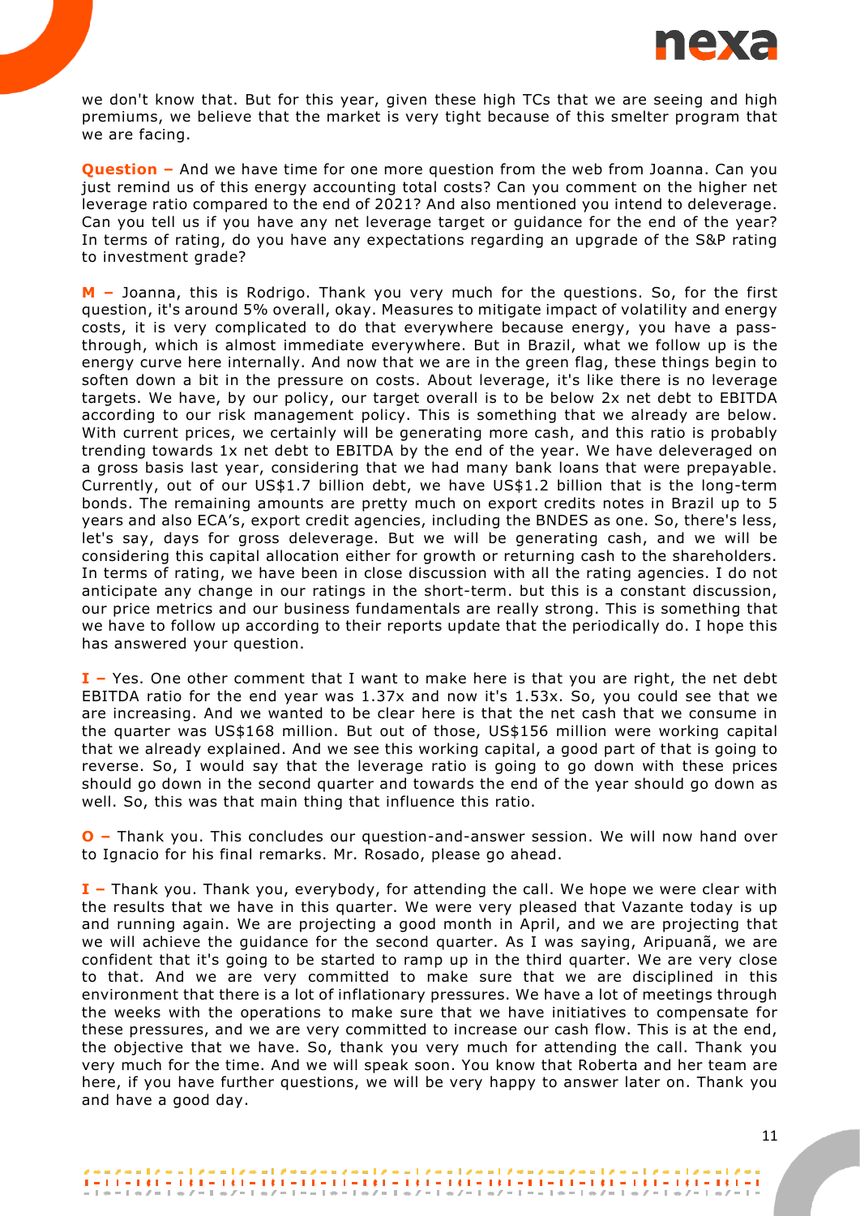we don't know that. But for this year, given these high TCs that we are seeing and high premiums, we believe that the market is very tight because of this smelter program that we are facing.

**Question –** And we have time for one more question from the web from Joanna. Can you just remind us of this energy accounting total costs? Can you comment on the higher net leverage ratio compared to the end of 2021? And also mentioned you intend to deleverage. Can you tell us if you have any net leverage target or guidance for the end of the year? In terms of rating, do you have any expectations regarding an upgrade of the S&P rating to investment grade?

**M –** Joanna, this is Rodrigo. Thank you very much for the questions. So, for the first question, it's around 5% overall, okay. Measures to mitigate impact of volatility and energy costs, it is very complicated to do that everywhere because energy, you have a pass-through, which is almost immediate everywhere. But in Brazil, what we follow up is the energy curve here internally. And now that we are in the green flag, these things begin to soften down a bit in the pressure on costs. About leverage, it's like there is no leverage targets. We have, by our policy, our target overall is to be below 2x net debt to EBITDA according to our risk management policy. This is something that we already are below. With current prices, we certainly will be generating more cash, and this ratio is probably trending towards 1x net debt to EBITDA by the end of the year. We have deleveraged on a gross basis last year, considering that we had many bank loans that were prepayable. Currently, out of our US$1.7 billion debt, we have US$1.2 billion that is the long-term bonds. The remaining amounts are pretty much on export credits notes in Brazil up to 5 years and also ECA's, export credit agencies, including the BNDES as one. So, there's less, let's say, days for gross deleverage. But we will be generating cash, and we will be considering this capital allocation either for growth or returning cash to the shareholders. In terms of rating, we have been in close discussion with all the rating agencies. I do not anticipate any change in our ratings in the short-term. but this is a constant discussion, our price metrics and our business fundamentals are really strong. This is something that we have to follow up according to their reports update that the periodically do. I hope this has answered your question.

**I –** Yes. One other comment that I want to make here is that you are right, the net debt EBITDA ratio for the end year was 1.37x and now it's 1.53x. So, you could see that we are increasing. And we wanted to be clear here is that the net cash that we consume in the quarter was US$168 million. But out of those, US$156 million were working capital that we already explained. And we see this working capital, a good part of that is going to reverse. So, I would say that the leverage ratio is going to go down with these prices should go down in the second quarter and towards the end of the year should go down as well. So, this was that main thing that influence this ratio.

**O –** Thank you. This concludes our question-and-answer session. We will now hand over to Ignacio for his final remarks. Mr. Rosado, please go ahead.

**I –** Thank you. Thank you, everybody, for attending the call. We hope we were clear with the results that we have in this quarter. We were very pleased that Vazante today is up and running again. We are projecting a good month in April, and we are projecting that we will achieve the guidance for the second quarter. As I was saying, Aripuanã, we are confident that it's going to be started to ramp up in the third quarter. We are very close to that. And we are very committed to make sure that we are disciplined in this environment that there is a lot of inflationary pressures. We have a lot of meetings through the weeks with the operations to make sure that we have initiatives to compensate for these pressures, and we are very committed to increase our cash flow. This is at the end, the objective that we have. So, thank you very much for attending the call. Thank you very much for the time. And we will speak soon. You know that Roberta and her team are here, if you have further questions, we will be very happy to answer later on. Thank you and have a good day.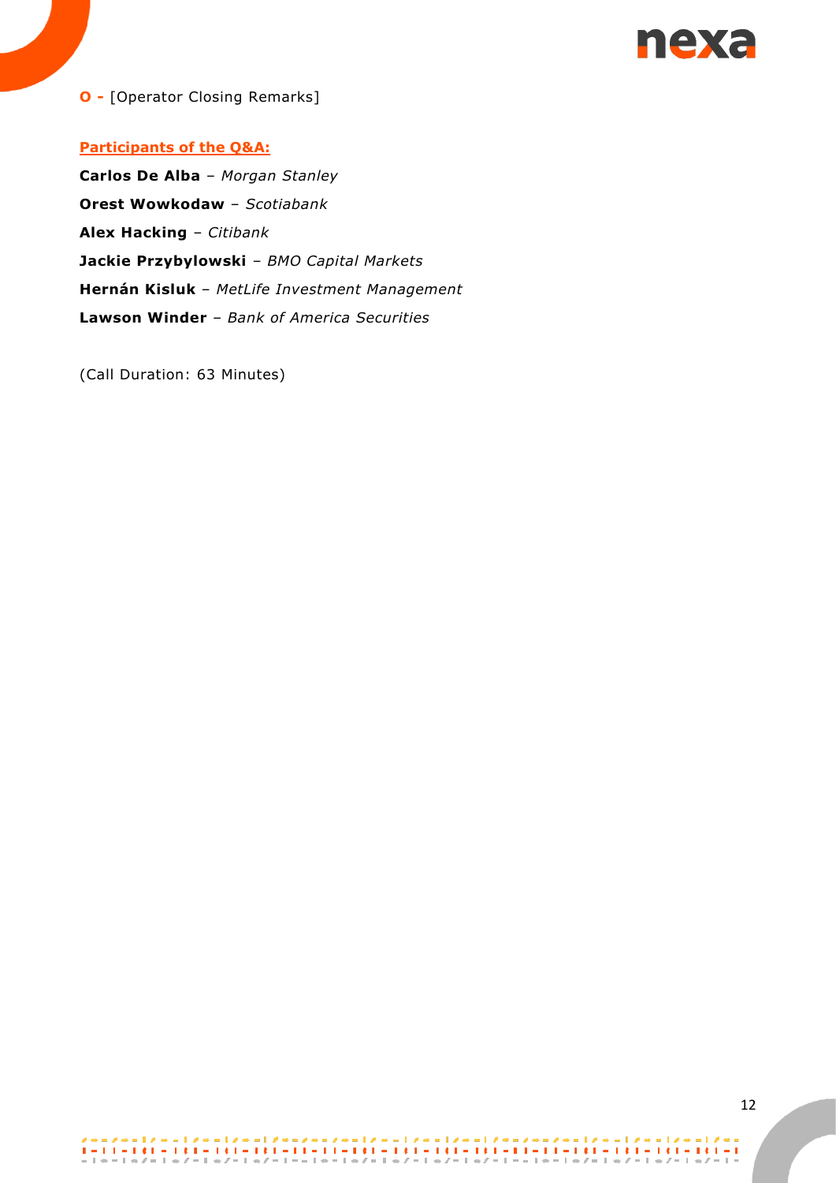**O -** [Operator Closing Remarks]

**Participants of the Q&A:**

**Carlos De Alba** – *Morgan Stanley*

**Orest Wowkodaw** – *Scotiabank*

**Alex Hacking** – *Citibank*

**Jackie Przybylowski** – *BMO Capital Markets*

**Hernán Kisluk** – *MetLife Investment Management*

**Lawson Winder** – *Bank of America Securities*

(Call Duration: 63 Minutes)